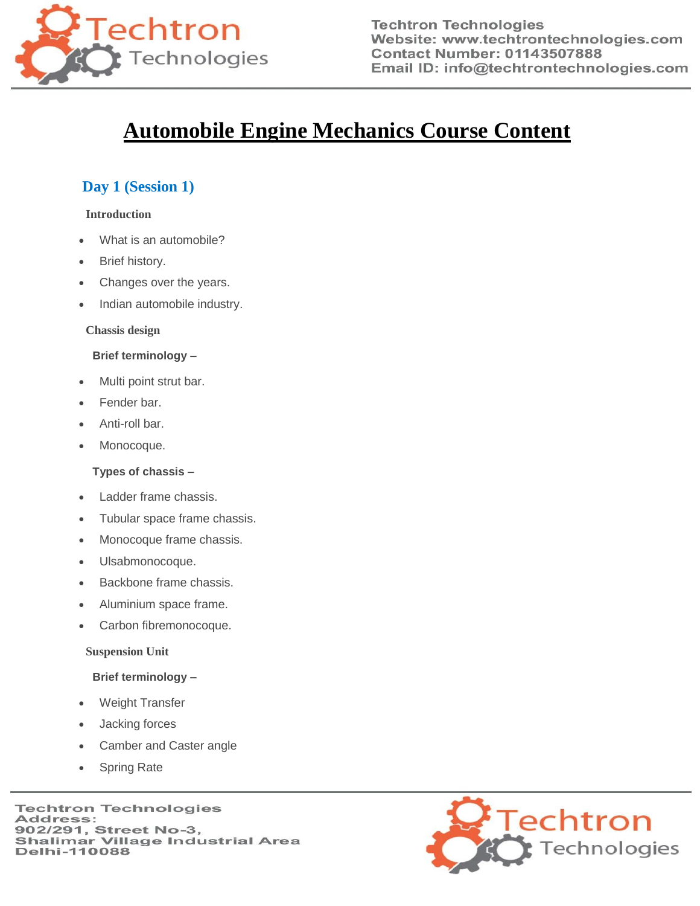# Automobile Engine Mechanics Course Content

## Day 1 (Session 1)

### Introduction

- What is an automobile?
- Brief history.
- Changes over the years.
- Indian automobile industry.

### Chassis design

**Brief terminology –**

- Multi point strut bar.
- Fender bar.
- Anti-roll bar.
- Monocoque.

**Types of chassis –**

- Ladder frame chassis.
- Tubular space frame chassis.
- Monocoque frame chassis.
- Ulsabmonocoque.
- Backbone frame chassis.
- Aluminium space frame.
- Carbon fibremonocoque.

### Suspension Unit

**Brief terminology –**

- Weight Transfer
- Jacking forces
- Camber and Caster angle
- Spring Rate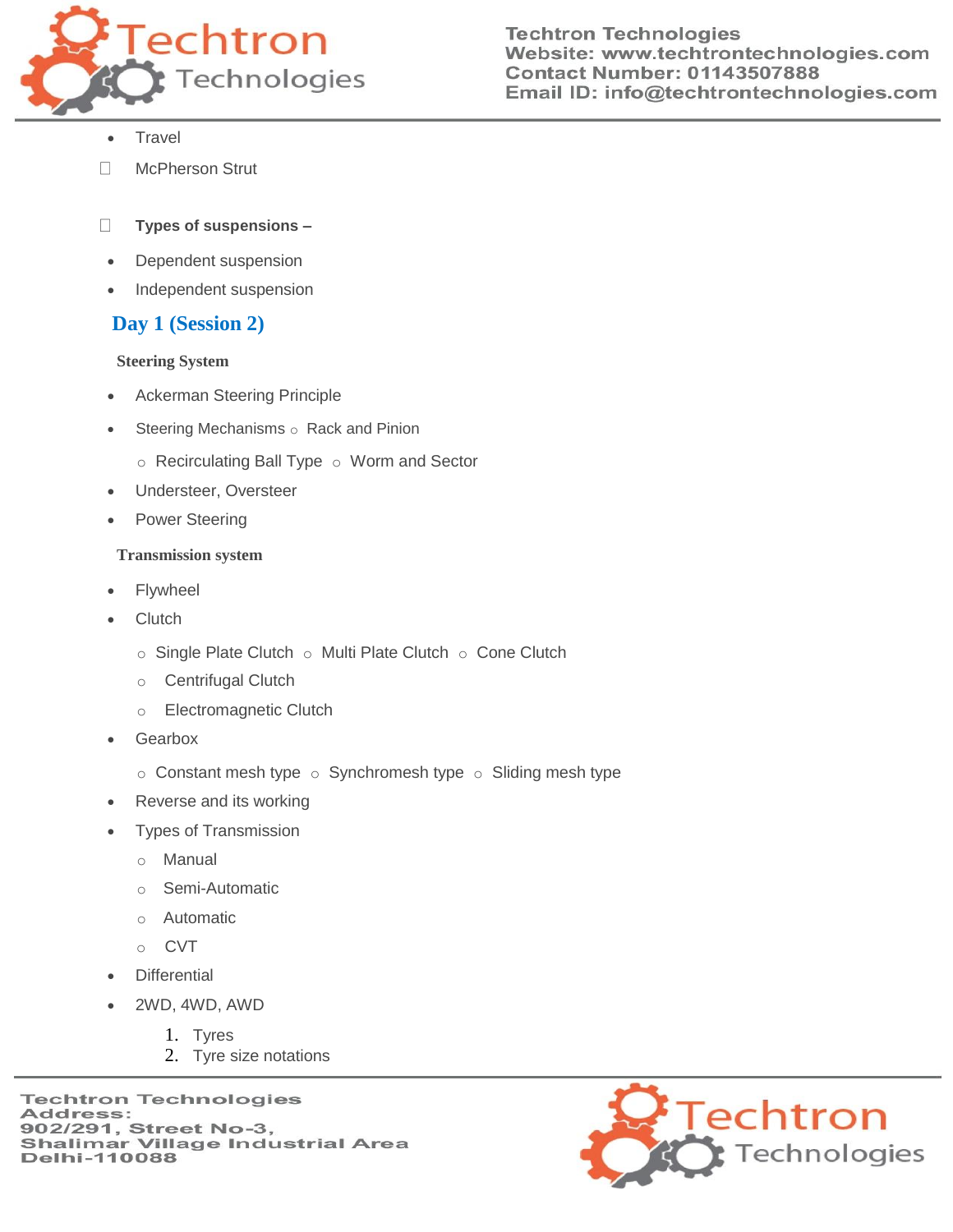- Travel

- McPherson Strut

- **Types of suspensions –**

- Dependent suspension
- Independent suspension

## Day 1 (Session 2)

### Steering System

- Ackerman Steering Principle
- Steering Mechanisms
  - Rack and Pinion
  - Recirculating Ball Type
  - Worm and Sector
- Understeer, Oversteer
- Power Steering

### Transmission system

- Flywheel
- Clutch
  - Single Plate Clutch
  - Multi Plate Clutch
  - Cone Clutch
  - Centrifugal Clutch
  - Electromagnetic Clutch
- Gearbox
  - Constant mesh type
  - Synchromesh type
  - Sliding mesh type
- Reverse and its working
- Types of Transmission
  - Manual
  - Semi-Automatic
  - Automatic
  - CVT
- Differential
- 2WD, 4WD, AWD

1. Tyres
2. Tyre size notations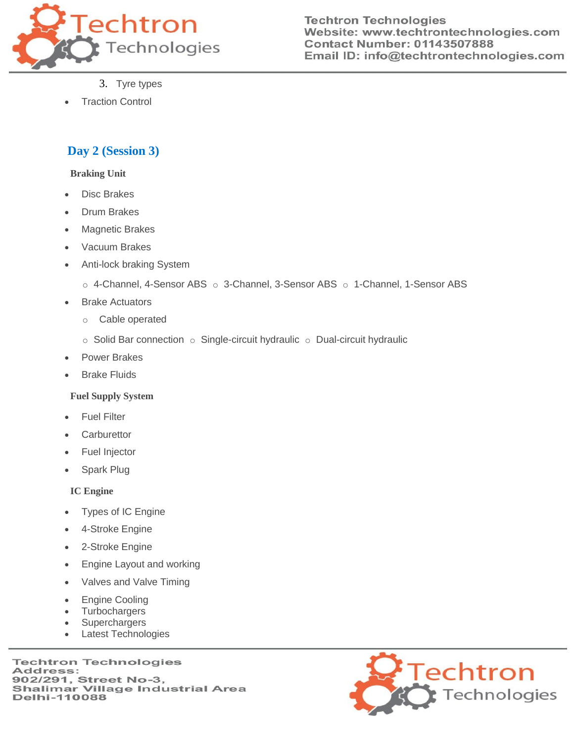3. Tyre types

- Traction Control

## Day 2 (Session 3)

**Braking Unit**

- Disc Brakes
- Drum Brakes
- Magnetic Brakes
- Vacuum Brakes
- Anti-lock braking System
    - 4-Channel, 4-Sensor ABS
    - 3-Channel, 3-Sensor ABS
    - 1-Channel, 1-Sensor ABS
- Brake Actuators
    - Cable operated
    - Solid Bar connection
    - Single-circuit hydraulic
    - Dual-circuit hydraulic
- Power Brakes
- Brake Fluids

**Fuel Supply System**

- Fuel Filter
- Carburettor
- Fuel Injector
- Spark Plug

**IC Engine**

- Types of IC Engine
- 4-Stroke Engine
- 2-Stroke Engine
- Engine Layout and working
- Valves and Valve Timing
- Engine Cooling
- Turbochargers
- Superchargers
- Latest Technologies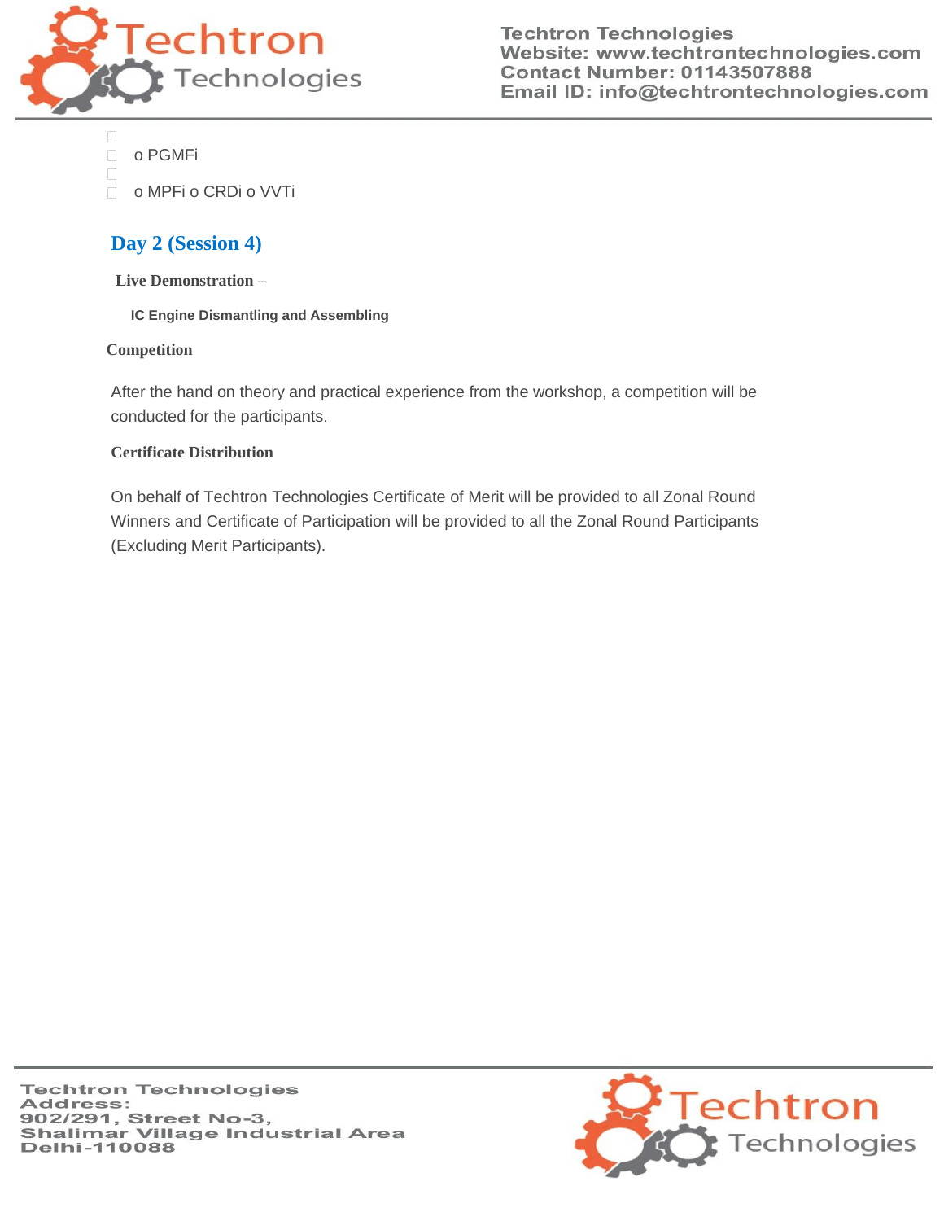- o PGMFi
- o MPFi o CRDi o VVTi

## Day 2 (Session 4)

**Live Demonstration –**

**IC Engine Dismantling and Assembling**

**Competition**

After the hand on theory and practical experience from the workshop, a competition will be conducted for the participants.

**Certificate Distribution**

On behalf of Techtron Technologies Certificate of Merit will be provided to all Zonal Round Winners and Certificate of Participation will be provided to all the Zonal Round Participants (Excluding Merit Participants).